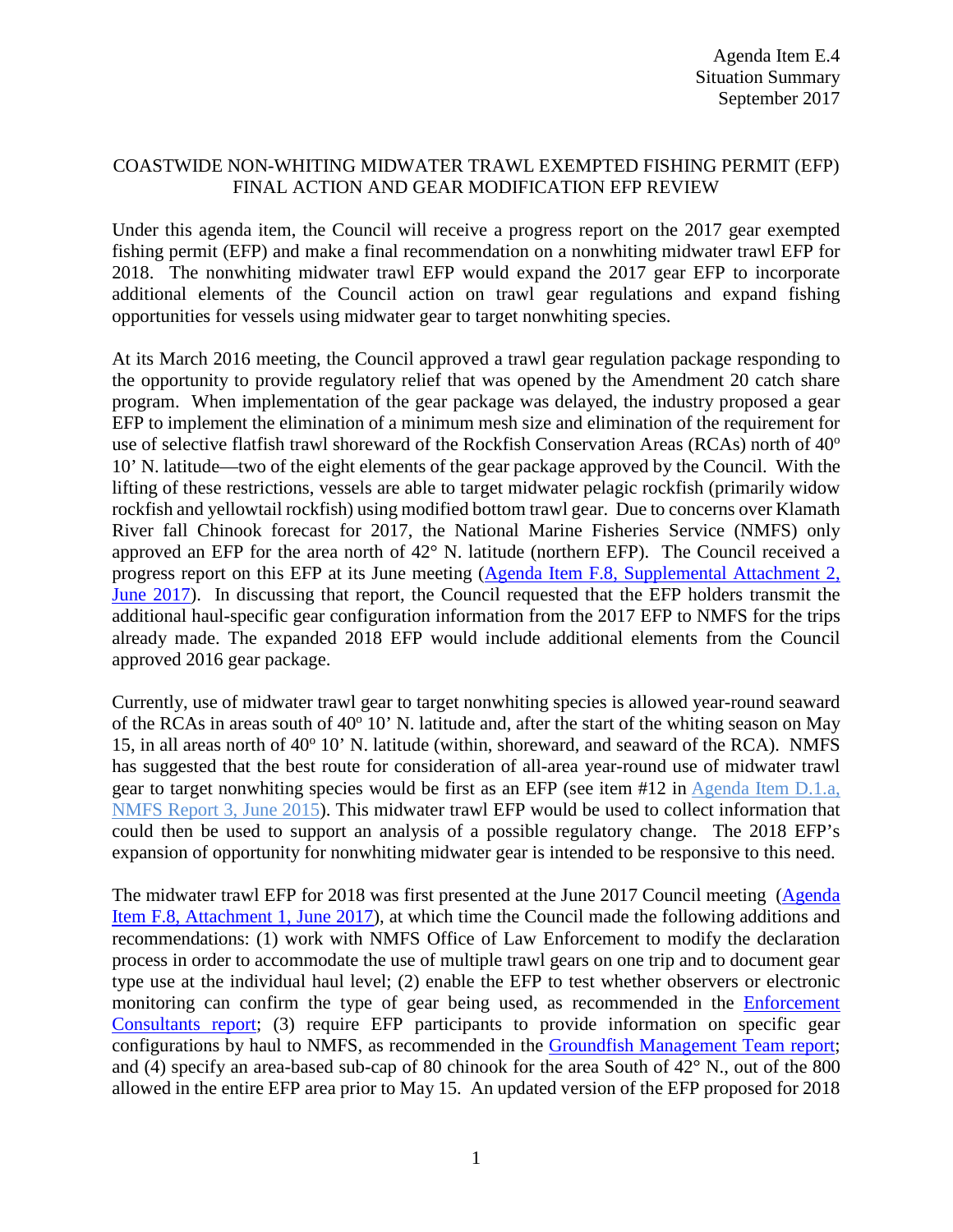Agenda Item E.4
Situation Summary
September 2017

## COASTWIDE NON-WHITING MIDWATER TRAWL EXEMPTED FISHING PERMIT (EFP) FINAL ACTION AND GEAR MODIFICATION EFP REVIEW

Under this agenda item, the Council will receive a progress report on the 2017 gear exempted fishing permit (EFP) and make a final recommendation on a nonwhiting midwater trawl EFP for 2018. The nonwhiting midwater trawl EFP would expand the 2017 gear EFP to incorporate additional elements of the Council action on trawl gear regulations and expand fishing opportunities for vessels using midwater gear to target nonwhiting species.

At its March 2016 meeting, the Council approved a trawl gear regulation package responding to the opportunity to provide regulatory relief that was opened by the Amendment 20 catch share program. When implementation of the gear package was delayed, the industry proposed a gear EFP to implement the elimination of a minimum mesh size and elimination of the requirement for use of selective flatfish trawl shoreward of the Rockfish Conservation Areas (RCAs) north of 40° 10' N. latitude—two of the eight elements of the gear package approved by the Council. With the lifting of these restrictions, vessels are able to target midwater pelagic rockfish (primarily widow rockfish and yellowtail rockfish) using modified bottom trawl gear. Due to concerns over Klamath River fall Chinook forecast for 2017, the National Marine Fisheries Service (NMFS) only approved an EFP for the area north of 42° N. latitude (northern EFP). The Council received a progress report on this EFP at its June meeting (Agenda Item F.8, Supplemental Attachment 2, June 2017). In discussing that report, the Council requested that the EFP holders transmit the additional haul-specific gear configuration information from the 2017 EFP to NMFS for the trips already made. The expanded 2018 EFP would include additional elements from the Council approved 2016 gear package.

Currently, use of midwater trawl gear to target nonwhiting species is allowed year-round seaward of the RCAs in areas south of 40° 10' N. latitude and, after the start of the whiting season on May 15, in all areas north of 40° 10' N. latitude (within, shoreward, and seaward of the RCA). NMFS has suggested that the best route for consideration of all-area year-round use of midwater trawl gear to target nonwhiting species would be first as an EFP (see item #12 in Agenda Item D.1.a, NMFS Report 3, June 2015). This midwater trawl EFP would be used to collect information that could then be used to support an analysis of a possible regulatory change. The 2018 EFP's expansion of opportunity for nonwhiting midwater gear is intended to be responsive to this need.

The midwater trawl EFP for 2018 was first presented at the June 2017 Council meeting (Agenda Item F.8, Attachment 1, June 2017), at which time the Council made the following additions and recommendations: (1) work with NMFS Office of Law Enforcement to modify the declaration process in order to accommodate the use of multiple trawl gears on one trip and to document gear type use at the individual haul level; (2) enable the EFP to test whether observers or electronic monitoring can confirm the type of gear being used, as recommended in the Enforcement Consultants report; (3) require EFP participants to provide information on specific gear configurations by haul to NMFS, as recommended in the Groundfish Management Team report; and (4) specify an area-based sub-cap of 80 chinook for the area South of 42° N., out of the 800 allowed in the entire EFP area prior to May 15. An updated version of the EFP proposed for 2018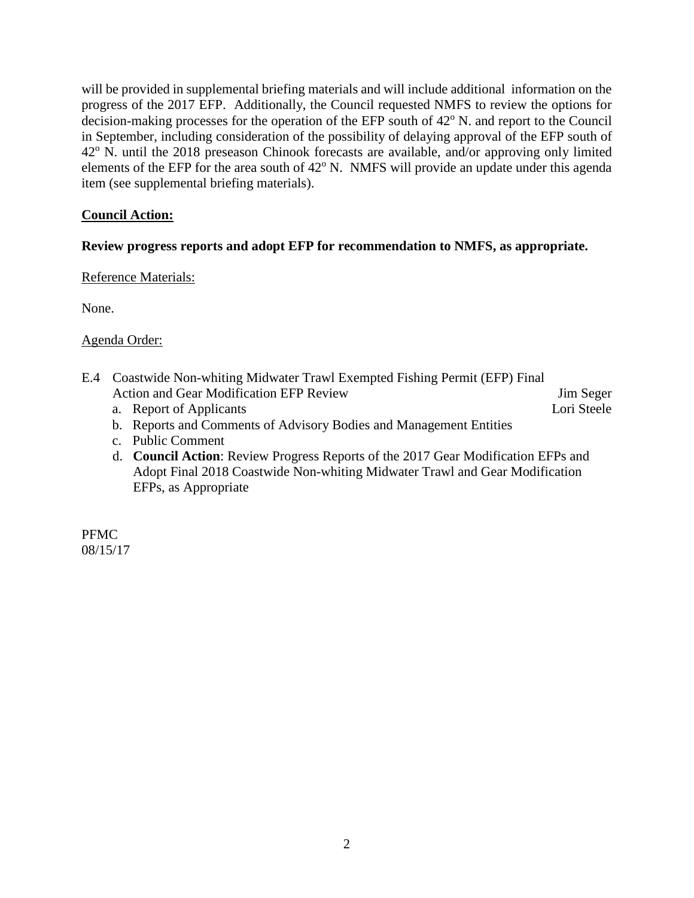will be provided in supplemental briefing materials and will include additional information on the progress of the 2017 EFP. Additionally, the Council requested NMFS to review the options for decision-making processes for the operation of the EFP south of 42° N. and report to the Council in September, including consideration of the possibility of delaying approval of the EFP south of 42° N. until the 2018 preseason Chinook forecasts are available, and/or approving only limited elements of the EFP for the area south of 42° N. NMFS will provide an update under this agenda item (see supplemental briefing materials).

**<u>Council Action:</u>**

**Review progress reports and adopt EFP for recommendation to NMFS, as appropriate.**

<u>Reference Materials:</u>

None.

<u>Agenda Order:</u>

E.4 Coastwide Non-whiting Midwater Trawl Exempted Fishing Permit (EFP) Final Action and Gear Modification EFP Review — Jim Seger

a. Report of Applicants — Lori Steele
b. Reports and Comments of Advisory Bodies and Management Entities
c. Public Comment
d. **Council Action**: Review Progress Reports of the 2017 Gear Modification EFPs and Adopt Final 2018 Coastwide Non-whiting Midwater Trawl and Gear Modification EFPs, as Appropriate

PFMC
08/15/17